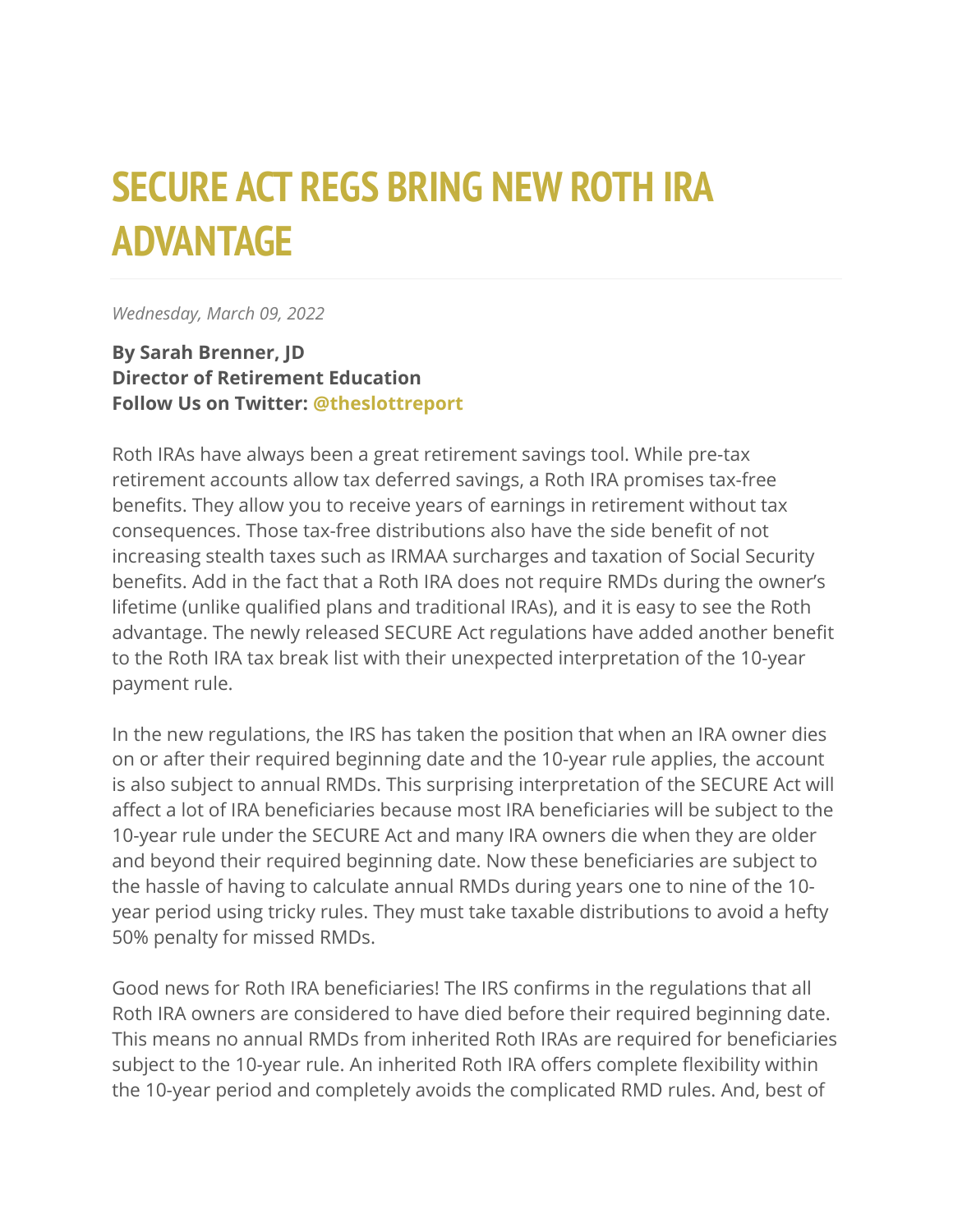# SECURE ACT REGS BRING NEW ROTH IRA ADVANTAGE

*Wednesday, March 09, 2022*

**By Sarah Brenner, JD**
**Director of Retirement Education**
**Follow Us on Twitter: @theslottreport**

Roth IRAs have always been a great retirement savings tool. While pre-tax retirement accounts allow tax deferred savings, a Roth IRA promises tax-free benefits. They allow you to receive years of earnings in retirement without tax consequences. Those tax-free distributions also have the side benefit of not increasing stealth taxes such as IRMAA surcharges and taxation of Social Security benefits. Add in the fact that a Roth IRA does not require RMDs during the owner's lifetime (unlike qualified plans and traditional IRAs), and it is easy to see the Roth advantage. The newly released SECURE Act regulations have added another benefit to the Roth IRA tax break list with their unexpected interpretation of the 10-year payment rule.

In the new regulations, the IRS has taken the position that when an IRA owner dies on or after their required beginning date and the 10-year rule applies, the account is also subject to annual RMDs. This surprising interpretation of the SECURE Act will affect a lot of IRA beneficiaries because most IRA beneficiaries will be subject to the 10-year rule under the SECURE Act and many IRA owners die when they are older and beyond their required beginning date. Now these beneficiaries are subject to the hassle of having to calculate annual RMDs during years one to nine of the 10-year period using tricky rules. They must take taxable distributions to avoid a hefty 50% penalty for missed RMDs.

Good news for Roth IRA beneficiaries! The IRS confirms in the regulations that all Roth IRA owners are considered to have died before their required beginning date. This means no annual RMDs from inherited Roth IRAs are required for beneficiaries subject to the 10-year rule. An inherited Roth IRA offers complete flexibility within the 10-year period and completely avoids the complicated RMD rules. And, best of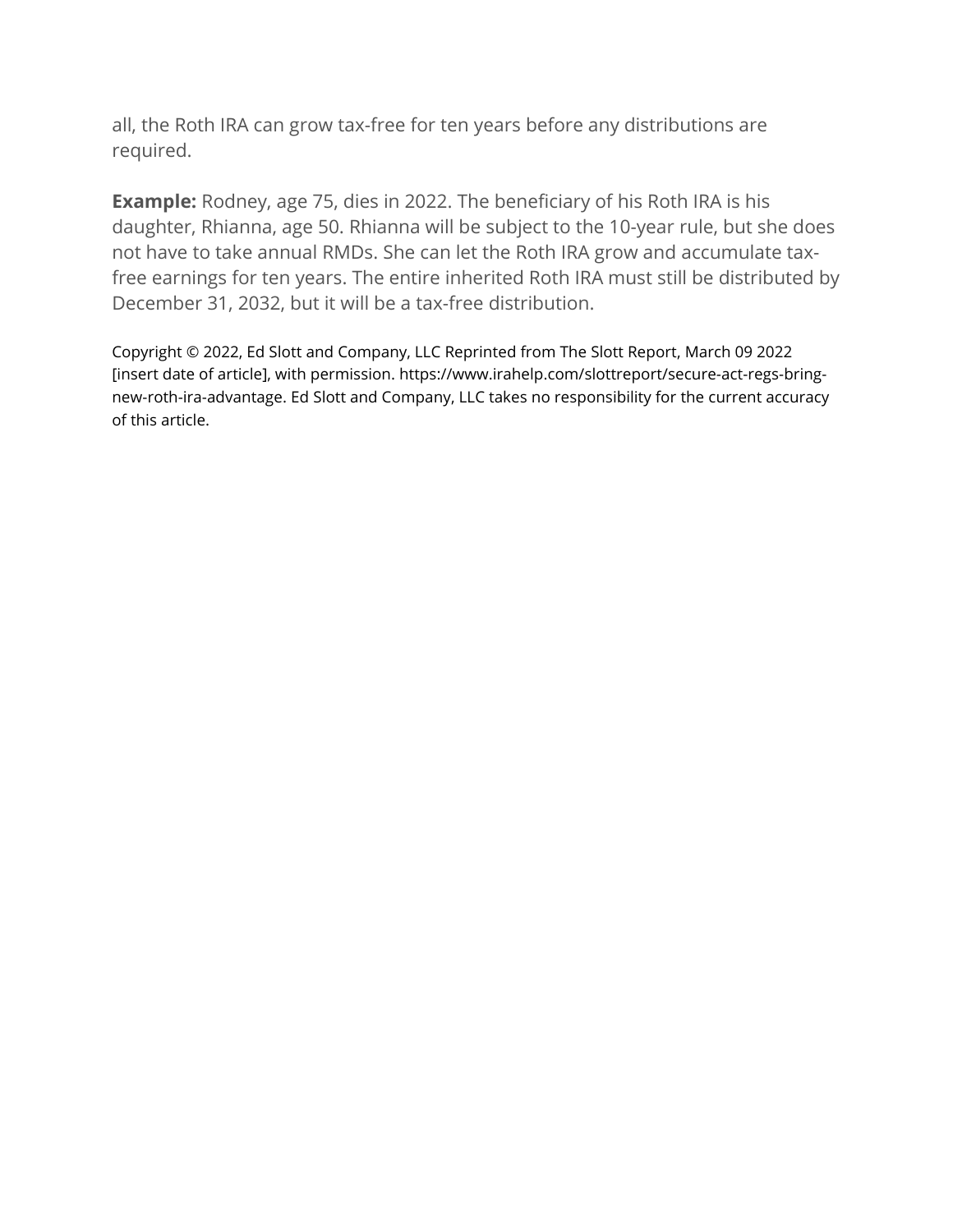all, the Roth IRA can grow tax-free for ten years before any distributions are required.

**Example:** Rodney, age 75, dies in 2022. The beneficiary of his Roth IRA is his daughter, Rhianna, age 50. Rhianna will be subject to the 10-year rule, but she does not have to take annual RMDs. She can let the Roth IRA grow and accumulate tax-free earnings for ten years. The entire inherited Roth IRA must still be distributed by December 31, 2032, but it will be a tax-free distribution.

Copyright © 2022, Ed Slott and Company, LLC Reprinted from The Slott Report, March 09 2022 [insert date of article], with permission. https://www.irahelp.com/slottreport/secure-act-regs-bring-new-roth-ira-advantage. Ed Slott and Company, LLC takes no responsibility for the current accuracy of this article.